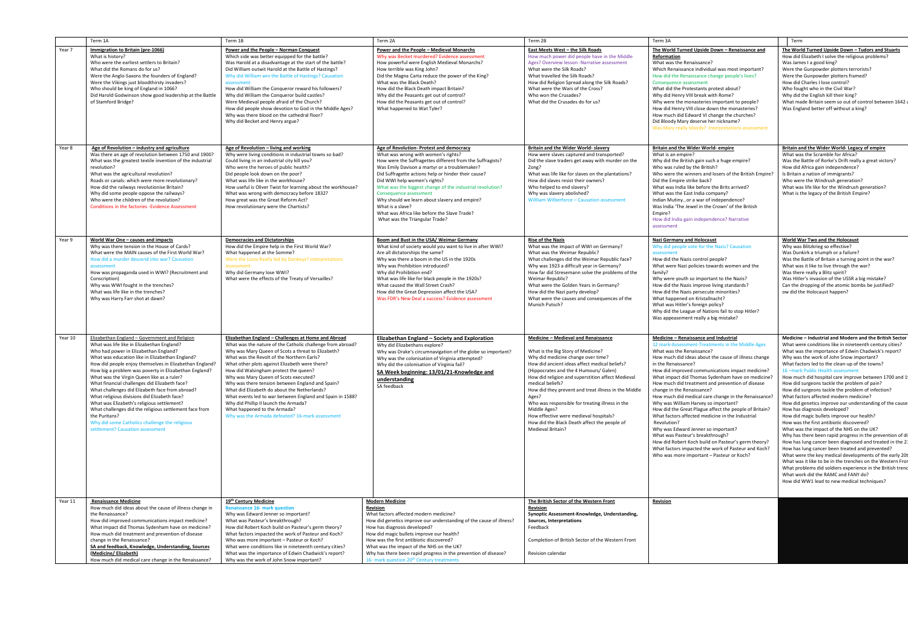| | Term 1A | Term 1B | Term 2A | Term 2B | Term 3A | Term |
|---|---|---|---|---|---|---|
| Year 7 | **Immigration to Britain (pre-1066)**<br>What is history?<br>Who were the earliest settlers to Britain?<br>What did the Romans do for us?<br>Were the Anglo-Saxons the founders of England?<br>Were the Vikings just bloodthirsty invaders?<br>Who should be king of England in 1066?<br>Did Harold Godwinson show good leadership at the Battle of Stamford Bridge? | **Power and the People – Norman Conquest**<br>Which side was better equipped for the battle?<br>Was Harold at a disadvantage at the start of the battle?<br>Did William outwit Harold at the Battle of Hastings?<br>Why did William win the Battle of Hastings? Causation assessment<br>How did William the Conqueror reward his followers?<br>Why did William the Conqueror build castles?<br>Were Medieval people afraid of the Church?<br>How did people show devotion to God in the Middle Ages?<br>Why was there blood on the cathedral floor?<br>Why did Becket and Henry argue? | **Power and the People – Medieval Monarchs**<br>Why was Becket murdered? Evidence assessment<br>How powerful were English Medieval Monarchs?<br>How terrible was King John?<br>Did the Magna Carta reduce the power of the King?<br>What was the Black Death?<br>How did the Black Death impact Britain?<br>Why did the Peasants get out of control?<br>How did the Peasants get out of control?<br>What happened to Wat Tyler? | **East Meets West – the Silk Roads**<br>How much power did people have in the Middle Ages? Overview lesson -Narrative assessment<br>What were the Silk Roads?<br>What travelled the Silk Roads?<br>How did Religion Spread along the Silk Roads?<br>What were the Wars of the Cross?<br>Who won the Crusades?<br>What did the Crusades do for us? | **The World Turned Upside Down – Renaissance and Reformation**<br>What was the Renaissance?<br>Which Renaissance individual was most important?<br>How did the Renaissance change people's lives? Consequence assessment<br>What did the Protestants protest about?<br>Why did Henry VIII break with Rome?<br>Why were the monasteries important to people?<br>How did Henry VIII close down the monasteries?<br>How much did Edward VI change the churches?<br>Did Bloody Mary deserve her nickname?<br>Was Mary really bloody? Interpretations assessment | **The World Turned Upside Down – Tudors and Stuarts**<br>How did Elizabeth I solve the religious problems?<br>Was James I a good king?<br>Were the Gunpowder plotters terrorists?<br>Were the Gunpowder plotters framed?<br>How did Charles I lose control?<br>Who fought who in the Civil War?<br>Why did the English kill their king?<br>What made Britain seem so out of control between 1642 a<br>Was England better off without a king? |
| Year 8 | **Age of Revolution – industry and agriculture**<br>Was there an age of revolution between 1750 and 1900?<br>What was the greatest textile invention of the industrial revolution?<br>What was the agricultural revolution?<br>Roads or canals: which were more revolutionary?<br>How did the railways revolutionise Britain?<br>Why did some people oppose the railways?<br>Who were the children of the revolution?<br>Conditions in the factories -Evidence Assessment | **Age of Revolution – living and working**<br>Why were living conditions in industrial towns so bad?<br>Could living in an industrial city kill you?<br>Who were the heroes of public health?<br>Did people look down on the poor?<br>What was life like in the workhouse?<br>How useful is Oliver Twist for learning about the workhouse?<br>What was wrong with democracy before 1832?<br>How great was the Great Reform Act?<br>How revolutionary were the Chartists? | **Age of Revolution- Protest and democracy**<br>What was wrong with women's rights?<br>How were the Suffragettes different from the Suffragists?<br>Was Emily Davison a martyr or a troublemaker?<br>Did Suffragette actions help or hinder their cause?<br>Did WWI help women's rights?<br>What was the biggest change of the industrial revolution? Consequence assessment<br>Why should we learn about slavery and empire?<br>What is a slave?<br>What was Africa like before the Slave Trade?<br>What was the Triangular Trade? | **Britain and the Wider World- slavery**<br>How were slaves captured and transported?<br>Did the slave traders get away with murder on the Zong?<br>What was life like for slaves on the plantations?<br>How did slaves resist their owners?<br>Who helped to end slavery?<br>Why was slavery abolished?<br>Willliam Wilberforce – Causation assessment | **Britain and the Wider World- empire**<br>What is an empire?<br>Why did the British gain such a huge empire?<br>Who was ruled by the British?<br>Who were the winners and losers of the British Empire?<br>Did the Empire strike back?<br>What was India like before the Brits arrived?<br>What was the East India company?<br>Indian Mutiny…or a war of independence?<br>Was India 'The Jewel in the Crown' of the British Empire?<br>How did India gain independence? Narrative assessment | **Britain and the Wider World- Legacy of empire**<br>What was the Scramble for Africa?<br>Was the Battle of Rorke's Drift really a great victory?<br>How did Africa gain independence?<br>Is Britain a nation of immigrants?<br>Who were the Windrush generation?<br>What was life like for the Windrush generation?<br>What is the legacy of the British Empire? |
| Year 9 | **World War One – causes and impacts**<br>Why was there tension in the House of Cards?<br>What were the MAIN causes of the First World War?<br>How did a murder descend into war? Causation assessment<br>How was propaganda used in WWI? (Recruitment and Conscription)<br>Why was WWI fought in the trenches?<br>What was life like in the trenches?<br>Why was Harry Farr shot at dawn? | **Democracies and Dictatorships**<br>How did the Empire help in the First World War?<br>What happened at the Somme?<br>Were the Lions Really led by Donkeys? Interpretations assessment<br>Why did Germany lose WWI?<br>What were the effects of the Treaty of Versailles? | **Boom and Bust in the USA/ Weimar Germany**<br>What kind of society would you want to live in after WWI?<br>Are all dictatorships the same?<br>Why was there a boom in the US in the 1920s<br>Why was Prohibition introduced?<br>Why did Prohibition end?<br>What was life like for black people in the 1920s?<br>What caused the Wall Street Crash?<br>How did the Great Depression affect the USA?<br>Was FDR's New Deal a success? Evidence assessment | **Rise of the Nazis**<br>What was the impact of WWI on Germany?<br>What was the Weimar Republic?<br>What challenges did the Weimar Republic face?<br>Why was 1923 a difficult year in Germany?<br>How far did Stresemann solve the problems of the Weimar Republic?<br>What were the Golden Years in Germany?<br>How did the Nazi party develop?<br>What were the causes and consequences of the Munich Putsch? | **Nazi Germany and Holocaust**<br>Why did people vote for the Nazis? Causation assessment<br>How did the Nazis control people?<br>What were Nazi policies towards women and the family?<br>Why were youth so important to the Nazis?<br>How did the Nazis improve living standards?<br>How did the Nazis persecute minorities?<br>What happened on Kristallnacht?<br>What was Hitler's foreign policy?<br>Why did the League of Nations fail to stop Hitler?<br>Was appeasement really a big mistake? | **World War Two and the Holocaust**<br>Why was Blitzkrieg so effective?<br>Was Dunkirk a triumph or a failure?<br>Was the Battle of Britain a turning point in the war?<br>What was it like to live through the war?<br>Was there really a Blitz spirit?<br>Was Hitler's invasion of the USSR a big mistake?<br>Can the dropping of the atomic bombs be justified?<br>ow did the Holocaust happen? |
| Year 10 | Elizabethan England – Government and Religion<br>What was life like in Elizabethan England?<br>Who had power in Elizabethan England?<br>What was education like in Elizabethan England?<br>How did people enjoy themselves in Elizabethan England?<br>How big a problem was poverty in Elizabethan England?<br>What was the Virgin Queen like as a ruler?<br>What financial challenges did Elizabeth face?<br>What challenges did Elizabeth face from abroad?<br>What religious divisions did Elizabeth face?<br>What was Elizabeth's religious settlement?<br>What challenges did the religious settlement face from the Puritans?<br>Why did some Catholics challenge the religious settlement? Causation assessment | **Elizabethan England – Challenges at Home and Abroad**<br>What was the nature of the Catholic challenge from abroad?<br>Why was Mary Queen of Scots a threat to Elizabeth?<br>What was the Revolt of the Northern Earls?<br>What other plots against Elizabeth were there?<br>How did Walsingham protect the queen?<br>Why was Mary Queen of Scots executed?<br>Why was there tension between England and Spain?<br>What did Elizabeth do about the Netherlands?<br>What events led to war between England and Spain in 1588?<br>Why did Phillip II launch the Armada?<br>What happened to the Armada?<br>Why was the Armada defeated? 16-mark assessment | **Elizabethan England – Society and Exploration**<br>Why did Elizabethans explore?<br>Why was Drake's circumnavigation of the globe so important?<br>Why was the colonisation of Virginia attempted?<br>Why did the colonisation of Virginia fail?<br>**SA Week beginning: 13/01/21-Knowledge and understanding**<br>SA feedback | **Medicine – Medieval and Renaissance**<br><br>What is the Big Story of Medicine?<br>Why did medicine change over time?<br>How did ancient ideas affect medical beliefs? (Hippocrates and the 4 Humours/ Galen)<br>How did religion and superstition affect Medieval medical beliefs?<br>How did they prevent and treat illness in the Middle Ages?<br>Who was responsible for treating illness in the Middle Ages?<br>How effective were medieval hospitals?<br>How did the Black Death affect the people of Medieval Britain? | **Medicine – Renaissance and Industrial**<br>12 mark-Assessment-Treatments in the Middle Ages<br>What was the Renaissance?<br>How much did ideas about the cause of illness change in the Renaissance?<br>How did improved communications impact medicine?<br>What impact did Thomas Sydenham have on medicine?<br>How much did treatment and prevention of disease change in the Renaissance?<br>How much did medical care change in the Renaissance?<br>Why was William Harvey so important?<br>How did the Great Plague affect the people of Britain?<br>What factors affected medicine in the Industrial Revolution?<br>Why was Edward Jenner so important?<br>What was Pasteur's breakthrough?<br>How did Robert Koch build on Pasteur's germ theory?<br>What factors impacted the work of Pasteur and Koch?<br>Who was more important – Pasteur or Koch? | **Medicine – Industrial and Modern and the British Sector**<br>What were conditions like in nineteenth century cities?<br>What was the importance of Edwin Chadwick's report?<br>Why was the work of John Snow important?<br>What factors led to the clean-up of the towns?<br>16 –mark Public Health assessment<br>How much did hospital care improve between 1700 and 1<br>How did surgeons tackle the problem of pain?<br>How did surgeons tackle the problem of infection?<br>What factors affected modern medicine?<br>How did genetics improve our understanding of the cause<br>How has diagnosis developed?<br>How did magic bullets improve our health?<br>What was the impact of the NHS on the UK?<br>Why has there been rapid progress in the prevention of di<br>How has lung cancer been diagnosed and treated in the 2<br>How has lung cancer been treated and prevented?<br>What were the key medical developments of the early 20t<br>What was it like to be in the trenches on the Western Fror<br>What problems did soldiers experience in the British trenc<br>What work did the RAMC and FANY do?<br>How did WW1 lead to new medical techniques? |
| Year 11 | **Renaissance Medicine**<br>How much did ideas about the cause of illness change in the Renaissance?<br>How did improved communications impact medicine?<br>What impact did Thomas Sydenham have on medicine?<br>How much did treatment and prevention of disease change in the Renaissance?<br>**SA and feedback, Knowledge, Understanding, Sources (Medicine/ Elizabeth)**<br>How much did medical care change in the Renaissance? | **19th Century Medicine**<br>**Renaissance 16- mark question**<br>Why was Edward Jenner so important?<br>What was Pasteur's breakthrough?<br>How did Robert Koch build on Pasteur's germ theory?<br>What factors impacted the work of Pasteur and Koch?<br>Who was more important – Pasteur or Koch?<br>What were conditions like in nineteenth century cities?<br>What was the importance of Edwin Chadwick's report?<br>Why was the work of John Snow important? | **Modern Medicine**<br>**Revision**<br>What factors affected modern medicine?<br>How did genetics improve our understanding of the cause of illness?<br>How has diagnosis developed?<br>How did magic bullets improve our health?<br>How was the first antibiotic discovered?<br>What was the impact of the NHS on the UK?<br>Why has there been rapid progress in the prevention of disease?<br>16- mark question 20th Century treatments | **The British Sector of the Western Front**<br>**Revision**<br>**Synoptic Assessment-Knowledge, Understanding, Sources, Interpretations**<br>Feedback<br><br>Completion of British Sector of the Western Front<br><br>Revision calendar | **Revision** | |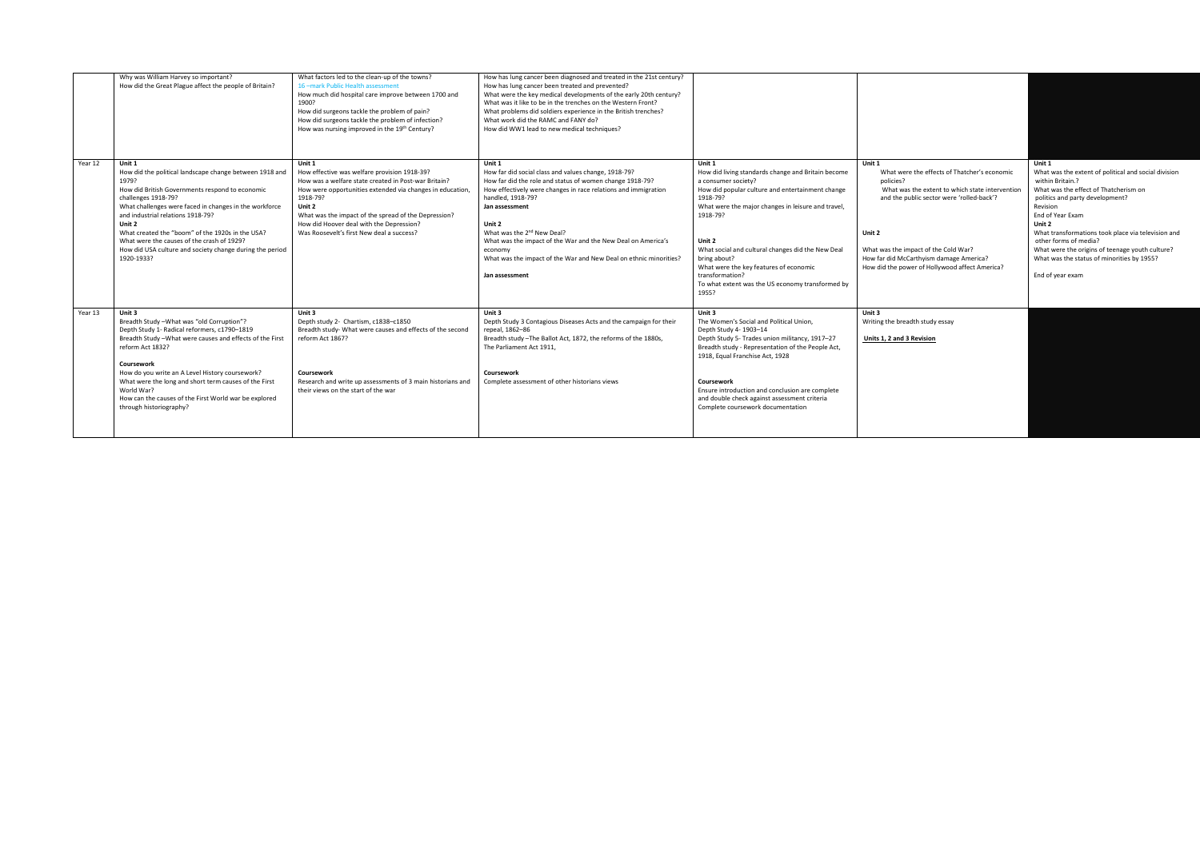| | | | | | | |
|---|---|---|---|---|---|---|
| | Why was William Harvey so important?<br>How did the Great Plague affect the people of Britain? | What factors led to the clean-up of the towns?<br>16 –mark Public Health assessment<br>How much did hospital care improve between 1700 and 1900?<br>How did surgeons tackle the problem of pain?<br>How did surgeons tackle the problem of infection?<br>How was nursing improved in the 19th Century? | How has lung cancer been diagnosed and treated in the 21st century?<br>How has lung cancer been treated and prevented?<br>What were the key medical developments of the early 20th century?<br>What was it like to be in the trenches on the Western Front?<br>What problems did soldiers experience in the British trenches?<br>What work did the RAMC and FANY do?<br>How did WW1 lead to new medical techniques? | | | |
| Year 12 | **Unit 1**<br>How did the political landscape change between 1918 and 1979?<br>How did British Governments respond to economic challenges 1918-79?<br>What challenges were faced in changes in the workforce and industrial relations 1918-79?<br>**Unit 2**<br>What created the "boom" of the 1920s in the USA?<br>What were the causes of the crash of 1929?<br>How did USA culture and society change during the period 1920-1933? | **Unit 1**<br>How effective was welfare provision 1918-39?<br>How was a welfare state created in Post-war Britain?<br>How were opportunities extended via changes in education, 1918-79?<br>**Unit 2**<br>What was the impact of the spread of the Depression?<br>How did Hoover deal with the Depression?<br>Was Roosevelt's first New deal a success? | **Unit 1**<br>How far did social class and values change, 1918-79?<br>How far did the role and status of women change 1918-79?<br>How effectively were changes in race relations and immigration handled, 1918-79?<br>**Jan assessment**<br>**Unit 2**<br>What was the 2nd New Deal?<br>What was the impact of the War and the New Deal on America's economy<br>What was the impact of the War and New Deal on ethnic minorities?<br>**Jan assessment** | **Unit 1**<br>How did living standards change and Britain become a consumer society?<br>How did popular culture and entertainment change 1918-79?<br>What were the major changes in leisure and travel, 1918-79?<br>**Unit 2**<br>What social and cultural changes did the New Deal bring about?<br>What were the key features of economic transformation?<br>To what extent was the US economy transformed by 1955? | **Unit 1**<br>What were the effects of Thatcher's economic policies?<br>What was the extent to which state intervention and the public sector were 'rolled-back'?<br>**Unit 2**<br>What was the impact of the Cold War?<br>How far did McCarthyism damage America?<br>How did the power of Hollywood affect America? | **Unit 1**<br>What was the extent of political and social division within Britain.?<br>What was the effect of Thatcherism on politics and party development?<br>Revision<br>End of Year Exam<br>**Unit 2**<br>What transformations took place via television and other forms of media?<br>What were the origins of teenage youth culture?<br>What was the status of minorities by 1955?<br>End of year exam |
| Year 13 | **Unit 3**<br>Breadth Study –What was "old Corruption"?<br>Depth Study 1- Radical reformers, c1790–1819<br>Breadth Study –What were causes and effects of the First reform Act 1832?<br>**Coursework**<br>How do you write an A Level History coursework?<br>What were the long and short term causes of the First World War?<br>How can the causes of the First World war be explored through historiography? | **Unit 3**<br>Depth study 2- Chartism, c1838–c1850<br>Breadth study- What were causes and effects of the second reform Act 1867?<br>**Coursework**<br>Research and write up assessments of 3 main historians and their views on the start of the war | **Unit 3**<br>Depth Study 3 Contagious Diseases Acts and the campaign for their repeal, 1862–86<br>Breadth study –The Ballot Act, 1872, the reforms of the 1880s, The Parliament Act 1911,<br>**Coursework**<br>Complete assessment of other historians views | **Unit 3**<br>The Women's Social and Political Union,<br>Depth Study 4- 1903–14<br>Depth Study 5- Trades union militancy, 1917–27<br>Breadth study - Representation of the People Act, 1918, Equal Franchise Act, 1928<br>**Coursework**<br>Ensure introduction and conclusion are complete and double check against assessment criteria<br>Complete coursework documentation | **Unit 3**<br>Writing the breadth study essay<br>**Units 1, 2 and 3 Revision** | |